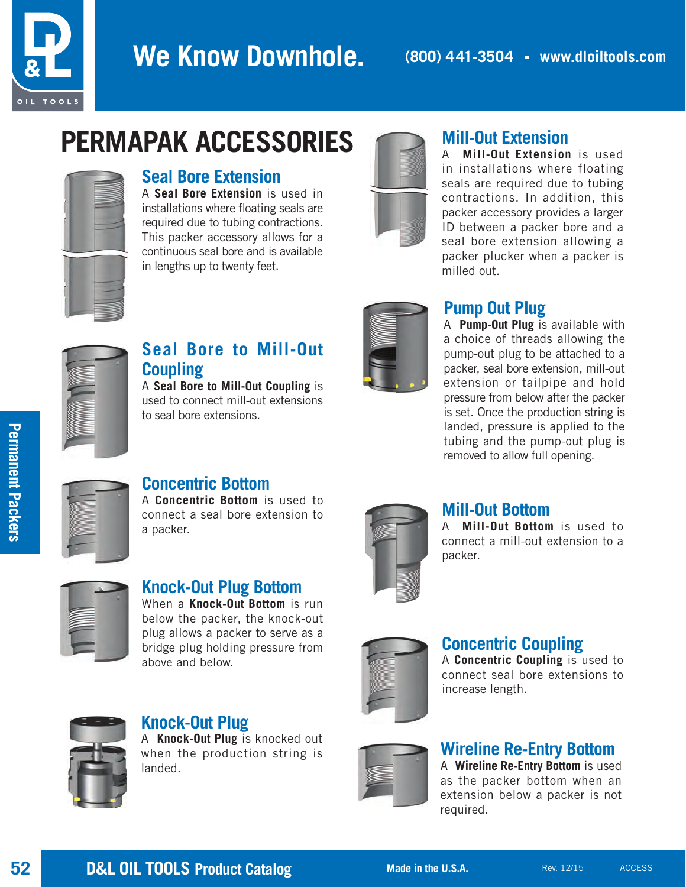# PERMAPAK ACCESSORIES

## Seal Bore Extension

A **Seal Bore Extension** is used in installations where floating seals are required due to tubing contractions. This packer accessory allows for a continuous seal bore and is available in lengths up to twenty feet.

## Seal Bore to Mill-Out Coupling

A **Seal Bore to Mill-Out Coupling** is used to connect mill-out extensions to seal bore extensions.

## Concentric Bottom

A **Concentric Bottom** is used to connect a seal bore extension to a packer.

## Knock-Out Plug Bottom

When a **Knock-Out Bottom** is run below the packer, the knock-out plug allows a packer to serve as a bridge plug holding pressure from above and below.

## Knock-Out Plug

A **Knock-Out Plug** is knocked out when the production string is landed.

## Mill-Out Extension

A **Mill-Out Extension** is used in installations where floating seals are required due to tubing contractions. In addition, this packer accessory provides a larger ID between a packer bore and a seal bore extension allowing a packer plucker when a packer is milled out.

## Pump Out Plug

A **Pump-Out Plug** is available with a choice of threads allowing the pump-out plug to be attached to a packer, seal bore extension, mill-out extension or tailpipe and hold pressure from below after the packer is set. Once the production string is landed, pressure is applied to the tubing and the pump-out plug is removed to allow full opening.

## Mill-Out Bottom

A **Mill-Out Bottom** is used to connect a mill-out extension to a packer.

## Concentric Coupling

A **Concentric Coupling** is used to connect seal bore extensions to increase length.

## Wireline Re-Entry Bottom

A **Wireline Re-Entry Bottom** is used as the packer bottom when an extension below a packer is not required.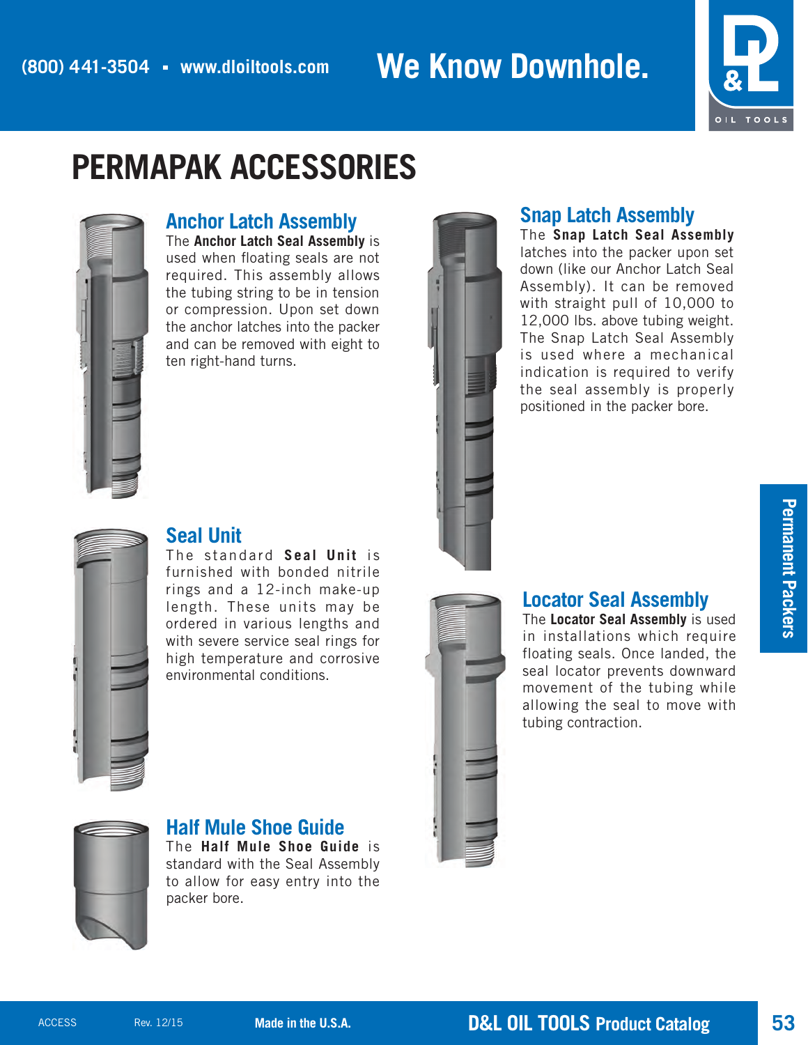# PERMAPAK ACCESSORIES

## Anchor Latch Assembly

The **Anchor Latch Seal Assembly** is used when floating seals are not required. This assembly allows the tubing string to be in tension or compression. Upon set down the anchor latches into the packer and can be removed with eight to ten right-hand turns.

## Seal Unit

The standard **Seal Unit** is furnished with bonded nitrile rings and a 12-inch make-up length. These units may be ordered in various lengths and with severe service seal rings for high temperature and corrosive environmental conditions.

## Half Mule Shoe Guide

The **Half Mule Shoe Guide** is standard with the Seal Assembly to allow for easy entry into the packer bore.

## Snap Latch Assembly

The **Snap Latch Seal Assembly** latches into the packer upon set down (like our Anchor Latch Seal Assembly). It can be removed with straight pull of 10,000 to 12,000 lbs. above tubing weight. The Snap Latch Seal Assembly is used where a mechanical indication is required to verify the seal assembly is properly positioned in the packer bore.

## Locator Seal Assembly

The **Locator Seal Assembly** is used in installations which require floating seals. Once landed, the seal locator prevents downward movement of the tubing while allowing the seal to move with tubing contraction.